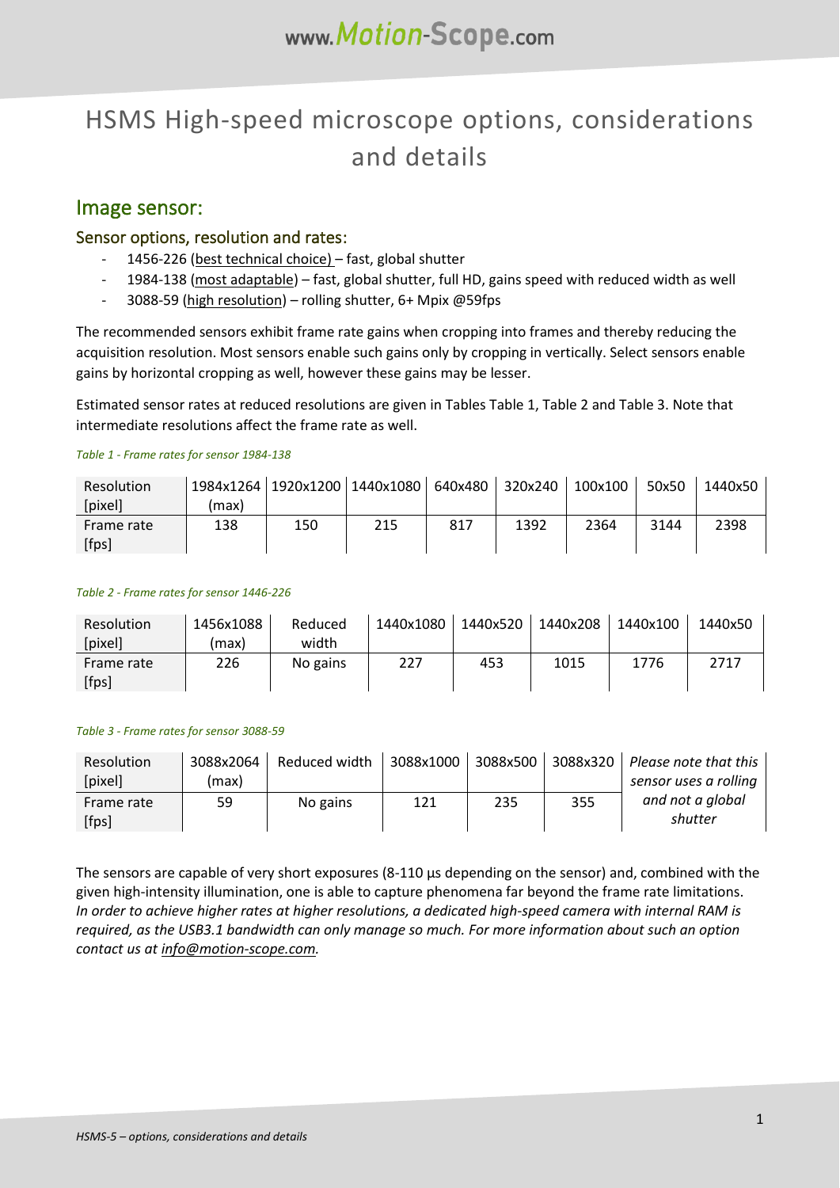# HSMS High-speed microscope options, considerations and details

## Image sensor:

### Sensor options, resolution and rates:

- 1456-226 (best technical choice) – fast, global shutter
- 1984-138 (most adaptable) – fast, global shutter, full HD, gains speed with reduced width as well
- 3088-59 (high resolution) – rolling shutter, 6+ Mpix @59fps

The recommended sensors exhibit frame rate gains when cropping into frames and thereby reducing the acquisition resolution. Most sensors enable such gains only by cropping in vertically. Select sensors enable gains by horizontal cropping as well, however these gains may be lesser.

Estimated sensor rates at reduced resolutions are given in Tables Table 1, Table 2 and Table 3. Note that intermediate resolutions affect the frame rate as well.

*Table 1 - Frame rates for sensor 1984-138*

| Resolution [pixel] | 1984x1264 (max) | 1920x1200 | 1440x1080 | 640x480 | 320x240 | 100x100 | 50x50 | 1440x50 |
|---|---|---|---|---|---|---|---|---|
| Frame rate [fps] | 138 | 150 | 215 | 817 | 1392 | 2364 | 3144 | 2398 |

*Table 2 - Frame rates for sensor 1446-226*

| Resolution [pixel] | 1456x1088 (max) | Reduced width | 1440x1080 | 1440x520 | 1440x208 | 1440x100 | 1440x50 |
|---|---|---|---|---|---|---|---|
| Frame rate [fps] | 226 | No gains | 227 | 453 | 1015 | 1776 | 2717 |

*Table 3 - Frame rates for sensor 3088-59*

| Resolution [pixel] | 3088x2064 (max) | Reduced width | 3088x1000 | 3088x500 | 3088x320 | *Please note that this sensor uses a rolling and not a global shutter* |
|---|---|---|---|---|---|---|
| Frame rate [fps] | 59 | No gains | 121 | 235 | 355 | |

The sensors are capable of very short exposures (8-110 µs depending on the sensor) and, combined with the given high-intensity illumination, one is able to capture phenomena far beyond the frame rate limitations. *In order to achieve higher rates at higher resolutions, a dedicated high-speed camera with internal RAM is required, as the USB3.1 bandwidth can only manage so much. For more information about such an option contact us at info@motion-scope.com.*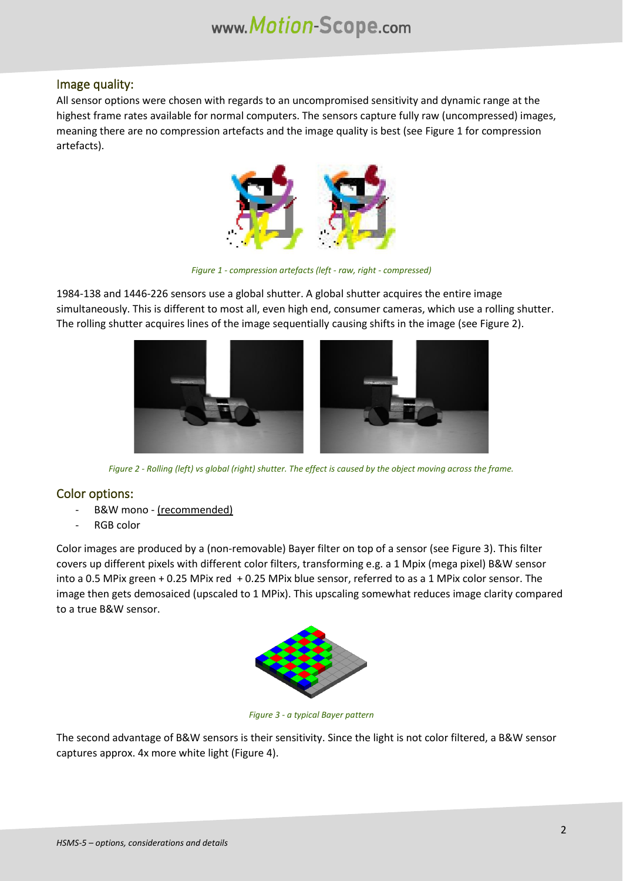## Image quality:

All sensor options were chosen with regards to an uncompromised sensitivity and dynamic range at the highest frame rates available for normal computers. The sensors capture fully raw (uncompressed) images, meaning there are no compression artefacts and the image quality is best (see Figure 1 for compression artefacts).

*Figure 1 - compression artefacts (left - raw, right - compressed)*

1984-138 and 1446-226 sensors use a global shutter. A global shutter acquires the entire image simultaneously. This is different to most all, even high end, consumer cameras, which use a rolling shutter. The rolling shutter acquires lines of the image sequentially causing shifts in the image (see Figure 2).

*Figure 2 - Rolling (left) vs global (right) shutter. The effect is caused by the object moving across the frame.*

## Color options:

- B&W mono - <u>(recommended)</u>
- RGB color

Color images are produced by a (non-removable) Bayer filter on top of a sensor (see Figure 3). This filter covers up different pixels with different color filters, transforming e.g. a 1 Mpix (mega pixel) B&W sensor into a 0.5 MPix green + 0.25 MPix red + 0.25 MPix blue sensor, referred to as a 1 MPix color sensor. The image then gets demosaiced (upscaled to 1 MPix). This upscaling somewhat reduces image clarity compared to a true B&W sensor.

*Figure 3 - a typical Bayer pattern*

The second advantage of B&W sensors is their sensitivity. Since the light is not color filtered, a B&W sensor captures approx. 4x more white light (Figure 4).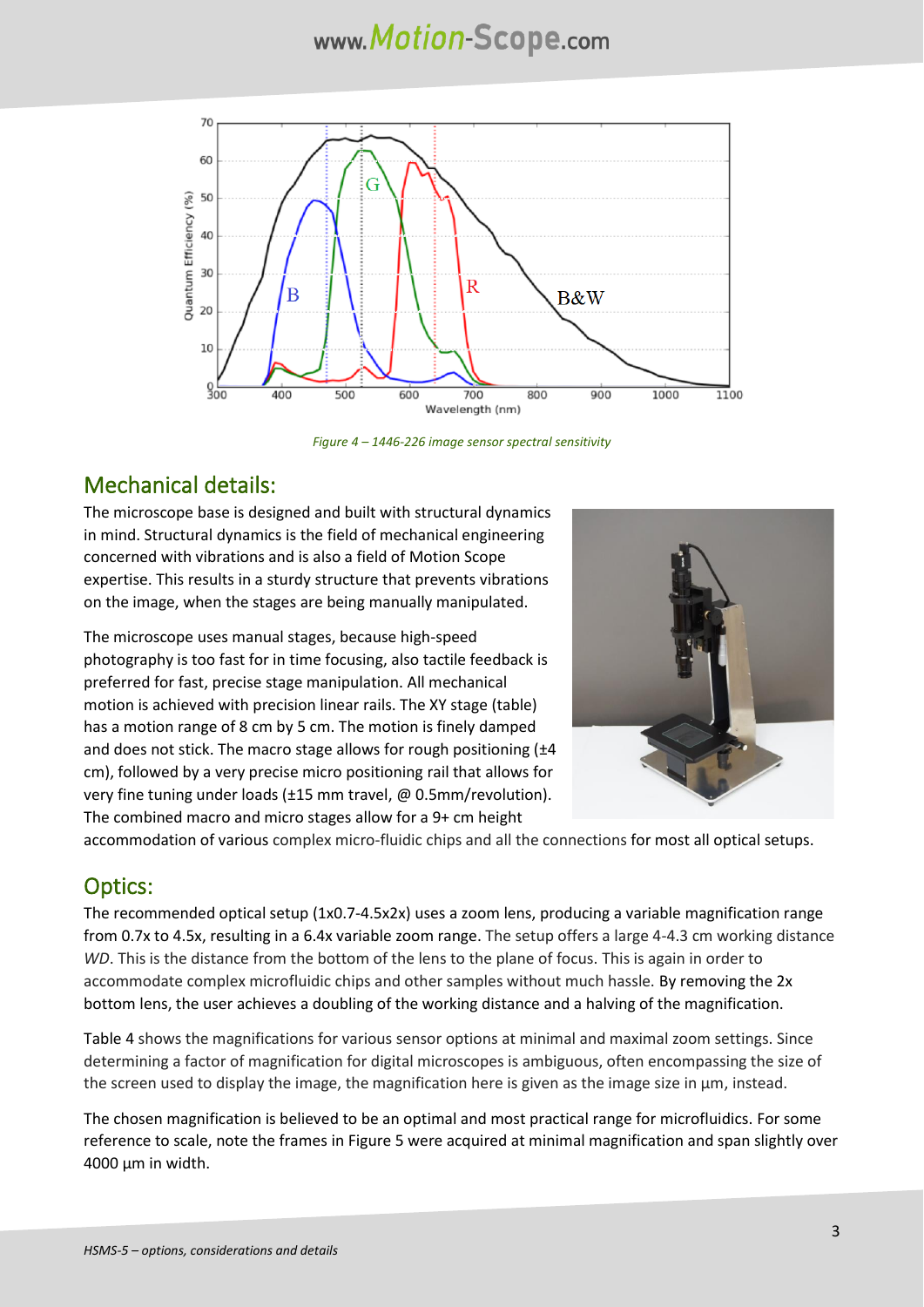*Figure 4 – 1446-226 image sensor spectral sensitivity*

## Mechanical details:

The microscope base is designed and built with structural dynamics in mind. Structural dynamics is the field of mechanical engineering concerned with vibrations and is also a field of Motion Scope expertise. This results in a sturdy structure that prevents vibrations on the image, when the stages are being manually manipulated.

The microscope uses manual stages, because high-speed photography is too fast for in time focusing, also tactile feedback is preferred for fast, precise stage manipulation. All mechanical motion is achieved with precision linear rails. The XY stage (table) has a motion range of 8 cm by 5 cm. The motion is finely damped and does not stick. The macro stage allows for rough positioning (±4 cm), followed by a very precise micro positioning rail that allows for very fine tuning under loads (±15 mm travel, @ 0.5mm/revolution). The combined macro and micro stages allow for a 9+ cm height accommodation of various complex micro-fluidic chips and all the connections for most all optical setups.

## Optics:

The recommended optical setup (1x0.7-4.5x2x) uses a zoom lens, producing a variable magnification range from 0.7x to 4.5x, resulting in a 6.4x variable zoom range. The setup offers a large 4-4.3 cm working distance *WD*. This is the distance from the bottom of the lens to the plane of focus. This is again in order to accommodate complex microfluidic chips and other samples without much hassle. By removing the 2x bottom lens, the user achieves a doubling of the working distance and a halving of the magnification.

Table 4 shows the magnifications for various sensor options at minimal and maximal zoom settings. Since determining a factor of magnification for digital microscopes is ambiguous, often encompassing the size of the screen used to display the image, the magnification here is given as the image size in µm, instead.

The chosen magnification is believed to be an optimal and most practical range for microfluidics. For some reference to scale, note the frames in Figure 5 were acquired at minimal magnification and span slightly over 4000 µm in width.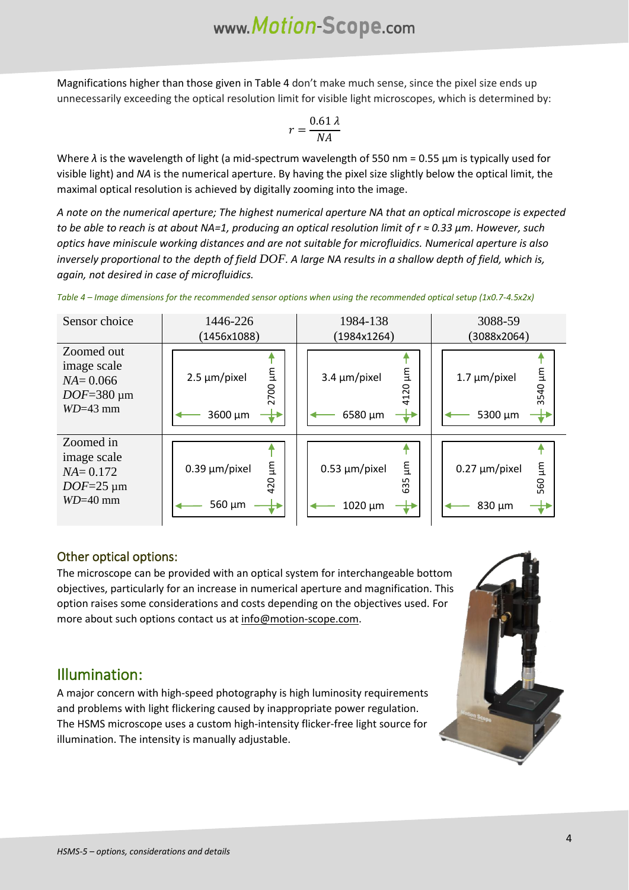Magnifications higher than those given in Table 4 don't make much sense, since the pixel size ends up unnecessarily exceeding the optical resolution limit for visible light microscopes, which is determined by:

$$r = \frac{0.61\,\lambda}{NA}$$

Where $\lambda$ is the wavelength of light (a mid-spectrum wavelength of 550 nm = 0.55 µm is typically used for visible light) and *NA* is the numerical aperture. By having the pixel size slightly below the optical limit, the maximal optical resolution is achieved by digitally zooming into the image.

*A note on the numerical aperture; The highest numerical aperture NA that an optical microscope is expected to be able to reach is at about NA=1, producing an optical resolution limit of r ≈ 0.33 µm. However, such optics have miniscule working distances and are not suitable for microfluidics. Numerical aperture is also inversely proportional to the depth of field DOF. A large NA results in a shallow depth of field, which is, again, not desired in case of microfluidics.*

*Table 4 – Image dimensions for the recommended sensor options when using the recommended optical setup (1x0.7-4.5x2x)*

| Sensor choice | 1446-226 (1456x1088) | 1984-138 (1984x1264) | 3088-59 (3088x2064) |
|---|---|---|---|
| Zoomed out image scale $NA$= 0.066 $DOF$=380 µm $WD$=43 mm | 2.5 µm/pixel; 3600 µm × 2700 µm | 3.4 µm/pixel; 6580 µm × 4120 µm | 1.7 µm/pixel; 5300 µm × 3540 µm |
| Zoomed in image scale $NA$= 0.172 $DOF$=25 µm $WD$=40 mm | 0.39 µm/pixel; 560 µm × 420 µm | 0.53 µm/pixel; 1020 µm × 635 µm | 0.27 µm/pixel; 830 µm × 560 µm |

## Other optical options:

The microscope can be provided with an optical system for interchangeable bottom objectives, particularly for an increase in numerical aperture and magnification. This option raises some considerations and costs depending on the objectives used. For more about such options contact us at info@motion-scope.com.

# Illumination:

A major concern with high-speed photography is high luminosity requirements and problems with light flickering caused by inappropriate power regulation. The HSMS microscope uses a custom high-intensity flicker-free light source for illumination. The intensity is manually adjustable.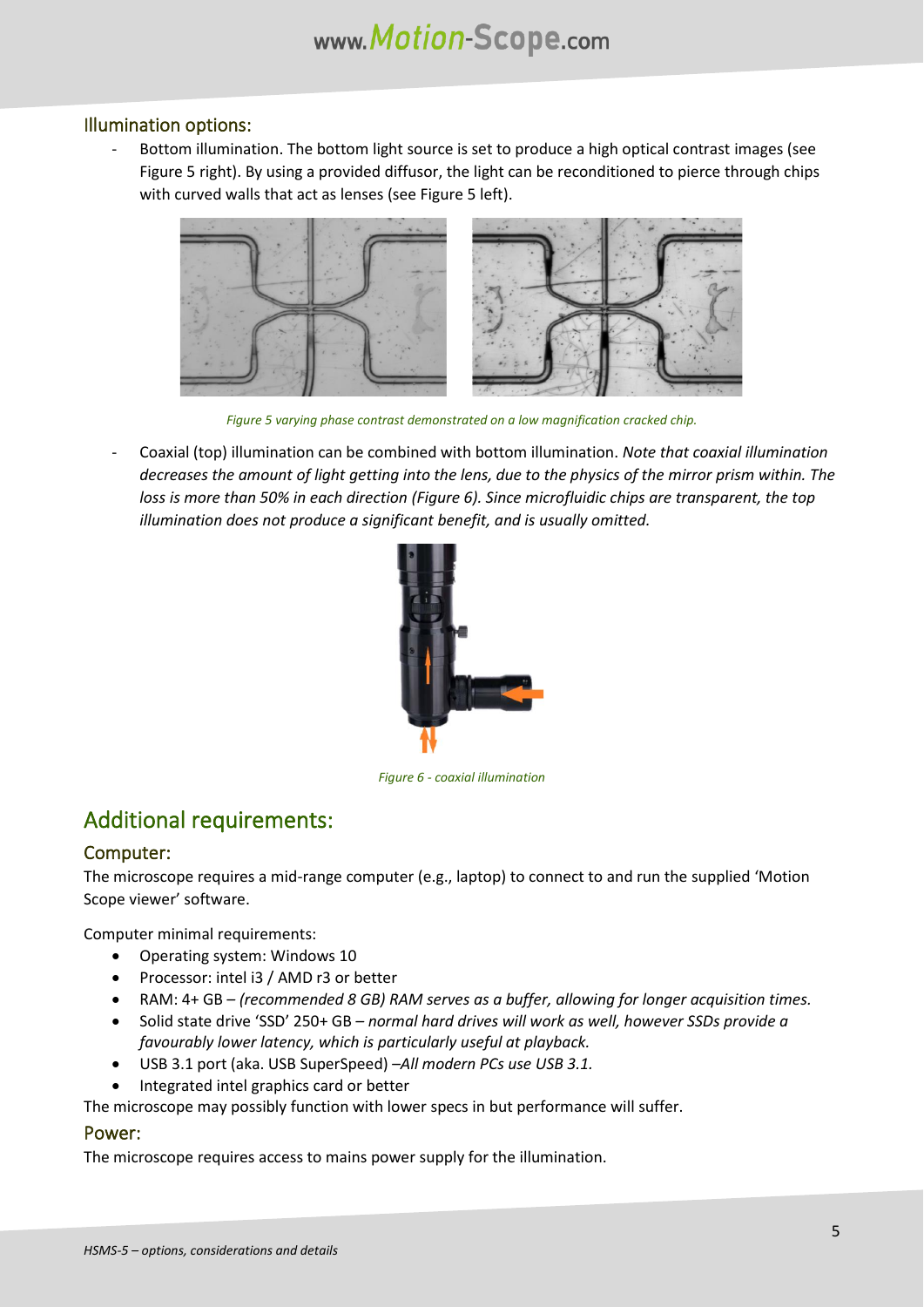### Illumination options:

- Bottom illumination. The bottom light source is set to produce a high optical contrast images (see Figure 5 right). By using a provided diffusor, the light can be reconditioned to pierce through chips with curved walls that act as lenses (see Figure 5 left).

*Figure 5 varying phase contrast demonstrated on a low magnification cracked chip.*

- Coaxial (top) illumination can be combined with bottom illumination. *Note that coaxial illumination decreases the amount of light getting into the lens, due to the physics of the mirror prism within. The loss is more than 50% in each direction (Figure 6). Since microfluidic chips are transparent, the top illumination does not produce a significant benefit, and is usually omitted.*

*Figure 6 - coaxial illumination*

## Additional requirements:

### Computer:

The microscope requires a mid-range computer (e.g., laptop) to connect to and run the supplied 'Motion Scope viewer' software.

Computer minimal requirements:

- Operating system: Windows 10
- Processor: intel i3 / AMD r3 or better
- RAM: 4+ GB – *(recommended 8 GB) RAM serves as a buffer, allowing for longer acquisition times.*
- Solid state drive 'SSD' 250+ GB – *normal hard drives will work as well, however SSDs provide a favourably lower latency, which is particularly useful at playback.*
- USB 3.1 port (aka. USB SuperSpeed) –*All modern PCs use USB 3.1.*
- Integrated intel graphics card or better

The microscope may possibly function with lower specs in but performance will suffer.

### Power:

The microscope requires access to mains power supply for the illumination.